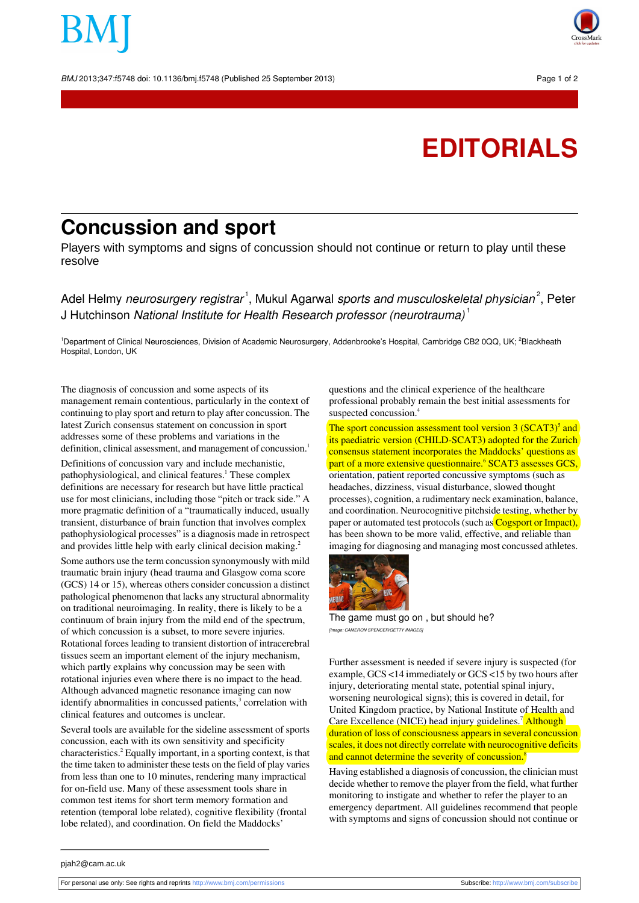# EDITORIALS

## Concussion and sport

Players with symptoms and signs of concussion should not continue or return to play until these resolve

Adel Helmy *neurosurgery registrar*[1], Mukul Agarwal *sports and musculoskeletal physician*[2], Peter J Hutchinson *National Institute for Health Research professor (neurotrauma)*[1]

[1]Department of Clinical Neurosciences, Division of Academic Neurosurgery, Addenbrooke's Hospital, Cambridge CB2 0QQ, UK; [2]Blackheath Hospital, London, UK

The diagnosis of concussion and some aspects of its management remain contentious, particularly in the context of continuing to play sport and return to play after concussion. The latest Zurich consensus statement on concussion in sport addresses some of these problems and variations in the definition, clinical assessment, and management of concussion.[1]

Definitions of concussion vary and include mechanistic, pathophysiological, and clinical features.[1] These complex definitions are necessary for research but have little practical use for most clinicians, including those "pitch or track side." A more pragmatic definition of a "traumatically induced, usually transient, disturbance of brain function that involves complex pathophysiological processes" is a diagnosis made in retrospect and provides little help with early clinical decision making.[2]

Some authors use the term concussion synonymously with mild traumatic brain injury (head trauma and Glasgow coma score (GCS) 14 or 15), whereas others consider concussion a distinct pathological phenomenon that lacks any structural abnormality on traditional neuroimaging. In reality, there is likely to be a continuum of brain injury from the mild end of the spectrum, of which concussion is a subset, to more severe injuries. Rotational forces leading to transient distortion of intracerebral tissues seem an important element of the injury mechanism, which partly explains why concussion may be seen with rotational injuries even where there is no impact to the head. Although advanced magnetic resonance imaging can now identify abnormalities in concussed patients,[3] correlation with clinical features and outcomes is unclear.

Several tools are available for the sideline assessment of sports concussion, each with its own sensitivity and specificity characteristics.[2] Equally important, in a sporting context, is that the time taken to administer these tests on the field of play varies from less than one to 10 minutes, rendering many impractical for on-field use. Many of these assessment tools share in common test items for short term memory formation and retention (temporal lobe related), cognitive flexibility (frontal lobe related), and coordination. On field the Maddocks' questions and the clinical experience of the healthcare professional probably remain the best initial assessments for suspected concussion.[4]

The sport concussion assessment tool version 3 (SCAT3)[5] and its paediatric version (CHILD-SCAT3) adopted for the Zurich consensus statement incorporates the Maddocks' questions as part of a more extensive questionnaire.[6] SCAT3 assesses GCS, orientation, patient reported concussive symptoms (such as headaches, dizziness, visual disturbance, slowed thought processes), cognition, a rudimentary neck examination, balance, and coordination. Neurocognitive pitchside testing, whether by paper or automated test protocols (such as Cogsport or Impact), has been shown to be more valid, effective, and reliable than imaging for diagnosing and managing most concussed athletes.

The game must go on , but should he?

*[Image: CAMERON SPENCER/GETTY IMAGES]*

Further assessment is needed if severe injury is suspected (for example, GCS <14 immediately or GCS <15 by two hours after injury, deteriorating mental state, potential spinal injury, worsening neurological signs); this is covered in detail, for United Kingdom practice, by National Institute of Health and Care Excellence (NICE) head injury guidelines.[7] Although duration of loss of consciousness appears in several concussion scales, it does not directly correlate with neurocognitive deficits and cannot determine the severity of concussion.[8]

Having established a diagnosis of concussion, the clinician must decide whether to remove the player from the field, what further monitoring to instigate and whether to refer the player to an emergency department. All guidelines recommend that people with symptoms and signs of concussion should not continue or

pjah2@cam.ac.uk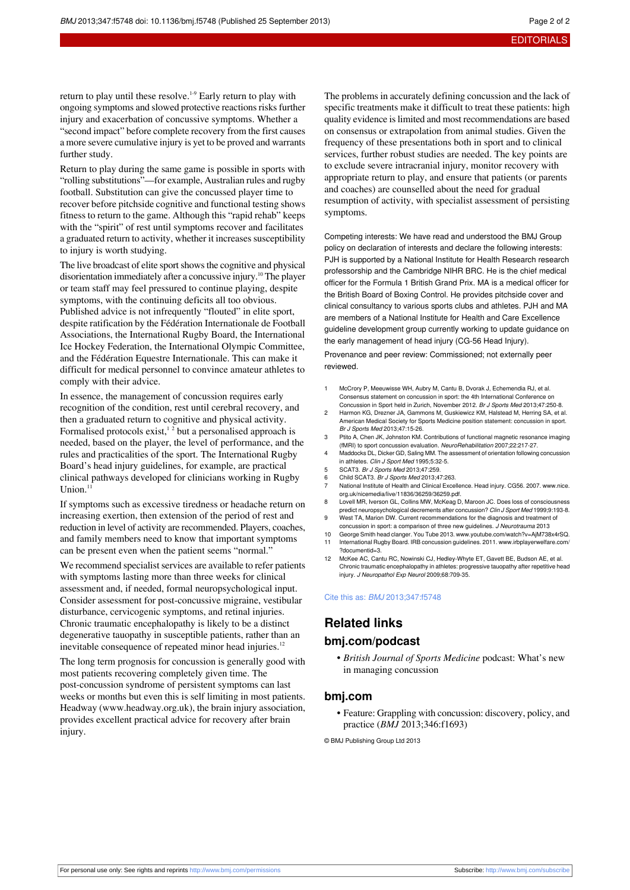return to play until these resolve.[1-9] Early return to play with ongoing symptoms and slowed protective reactions risks further injury and exacerbation of concussive symptoms. Whether a "second impact" before complete recovery from the first causes a more severe cumulative injury is yet to be proved and warrants further study.

Return to play during the same game is possible in sports with "rolling substitutions"—for example, Australian rules and rugby football. Substitution can give the concussed player time to recover before pitchside cognitive and functional testing shows fitness to return to the game. Although this "rapid rehab" keeps with the "spirit" of rest until symptoms recover and facilitates a graduated return to activity, whether it increases susceptibility to injury is worth studying.

The live broadcast of elite sport shows the cognitive and physical disorientation immediately after a concussive injury.[10] The player or team staff may feel pressured to continue playing, despite symptoms, with the continuing deficits all too obvious. Published advice is not infrequently "flouted" in elite sport, despite ratification by the Fédération Internationale de Football Associations, the International Rugby Board, the International Ice Hockey Federation, the International Olympic Committee, and the Fédération Equestre Internationale. This can make it difficult for medical personnel to convince amateur athletes to comply with their advice.

In essence, the management of concussion requires early recognition of the condition, rest until cerebral recovery, and then a graduated return to cognitive and physical activity. Formalised protocols exist,[1 2] but a personalised approach is needed, based on the player, the level of performance, and the rules and practicalities of the sport. The International Rugby Board's head injury guidelines, for example, are practical clinical pathways developed for clinicians working in Rugby Union.[11]

If symptoms such as excessive tiredness or headache return on increasing exertion, then extension of the period of rest and reduction in level of activity are recommended. Players, coaches, and family members need to know that important symptoms can be present even when the patient seems "normal."

We recommend specialist services are available to refer patients with symptoms lasting more than three weeks for clinical assessment and, if needed, formal neuropsychological input. Consider assessment for post-concussive migraine, vestibular disturbance, cervicogenic symptoms, and retinal injuries. Chronic traumatic encephalopathy is likely to be a distinct degenerative tauopathy in susceptible patients, rather than an inevitable consequence of repeated minor head injuries.[12]

The long term prognosis for concussion is generally good with most patients recovering completely given time. The post-concussion syndrome of persistent symptoms can last weeks or months but even this is self limiting in most patients. Headway (www.headway.org.uk), the brain injury association, provides excellent practical advice for recovery after brain injury.

The problems in accurately defining concussion and the lack of specific treatments make it difficult to treat these patients: high quality evidence is limited and most recommendations are based on consensus or extrapolation from animal studies. Given the frequency of these presentations both in sport and to clinical services, further robust studies are needed. The key points are to exclude severe intracranial injury, monitor recovery with appropriate return to play, and ensure that patients (or parents and coaches) are counselled about the need for gradual resumption of activity, with specialist assessment of persisting symptoms.

Competing interests: We have read and understood the BMJ Group policy on declaration of interests and declare the following interests: PJH is supported by a National Institute for Health Research research professorship and the Cambridge NIHR BRC. He is the chief medical officer for the Formula 1 British Grand Prix. MA is a medical officer for the British Board of Boxing Control. He provides pitchside cover and clinical consultancy to various sports clubs and athletes. PJH and MA are members of a National Institute for Health and Care Excellence guideline development group currently working to update guidance on the early management of head injury (CG-56 Head Injury).

Provenance and peer review: Commissioned; not externally peer reviewed.

1. McCrory P, Meeuwisse WH, Aubry M, Cantu B, Dvorak J, Echemendia RJ, et al. Consensus statement on concussion in sport: the 4th International Conference on Concussion in Sport held in Zurich, November 2012. *Br J Sports Med* 2013;47:250-8.
2. Harmon KG, Drezner JA, Gammons M, Guskiewicz KM, Halstead M, Herring SA, et al. American Medical Society for Sports Medicine position statement: concussion in sport. *Br J Sports Med* 2013;47:15-26.
3. Ptito A, Chen JK, Johnston KM. Contributions of functional magnetic resonance imaging (fMRI) to sport concussion evaluation. *NeuroRehabilitation* 2007;22:217-27.
4. Maddocks DL, Dicker GD, Saling MM. The assessment of orientation following concussion in athletes. *Clin J Sport Med* 1995;5:32-5.
5. SCAT3. *Br J Sports Med* 2013;47:259.
6. Child SCAT3. *Br J Sports Med* 2013;47:263.
7. National Institute of Health and Clinical Excellence. Head injury. CG56. 2007. www.nice.org.uk/nicemedia/live/11836/36259/36259.pdf.
8. Lovell MR, Iverson GL, Collins MW, McKeag D, Maroon JC. Does loss of consciousness predict neuropsychological decrements after concussion? *Clin J Sport Med* 1999;9:193-8.
9. West TA, Marion DW. Current recommendations for the diagnosis and treatment of concussion in sport: a comparison of three new guidelines. *J Neurotrauma* 2013
10. George Smith head clanger. You Tube 2013. www.youtube.com/watch?v=AjM738x4rSQ.
11. International Rugby Board. IRB concussion guidelines. 2011. www.irbplayerwelfare.com/?documentid=3.
12. McKee AC, Cantu RC, Nowinski CJ, Hedley-Whyte ET, Gavett BE, Budson AE, et al. Chronic traumatic encephalopathy in athletes: progressive tauopathy after repetitive head injury. *J Neuropathol Exp Neurol* 2009;68:709-35.

Cite this as: *BMJ* 2013;347:f5748

## Related links

### bmj.com/podcast

- *British Journal of Sports Medicine* podcast: What's new in managing concussion

### bmj.com

- Feature: Grappling with concussion: discovery, policy, and practice (*BMJ* 2013;346:f1693)

© BMJ Publishing Group Ltd 2013